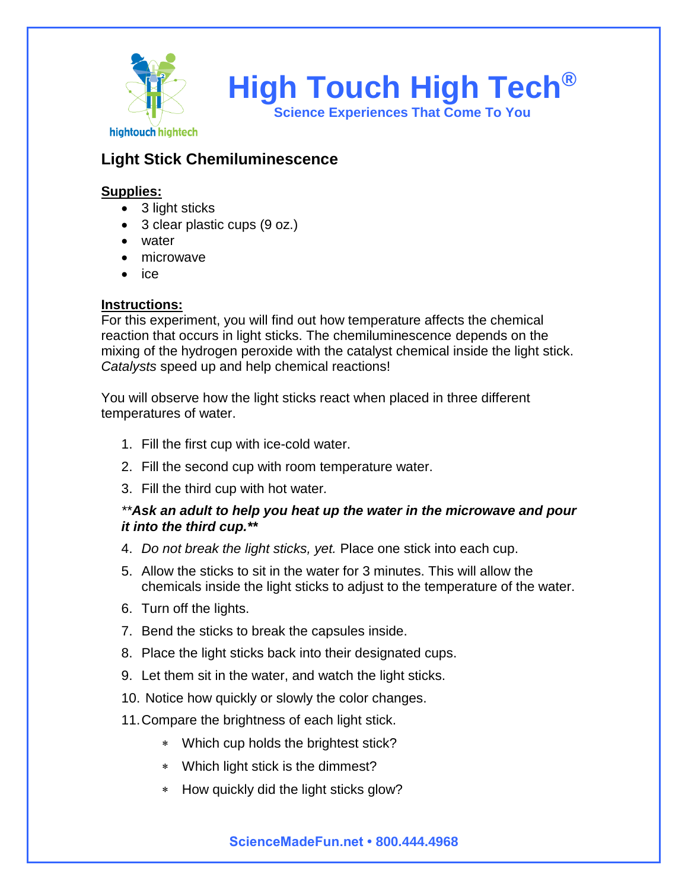# High Touch High Tech®

**Science Experiences That Come To You**

## Light Stick Chemiluminescence

**Supplies:**

- 3 light sticks
- 3 clear plastic cups (9 oz.)
- water
- microwave
- ice

**Instructions:**

For this experiment, you will find out how temperature affects the chemical reaction that occurs in light sticks. The chemiluminescence depends on the mixing of the hydrogen peroxide with the catalyst chemical inside the light stick. *Catalysts* speed up and help chemical reactions!

You will observe how the light sticks react when placed in three different temperatures of water.

1. Fill the first cup with ice-cold water.
2. Fill the second cup with room temperature water.
3. Fill the third cup with hot water.

***\*\*Ask an adult to help you heat up the water in the microwave and pour it into the third cup.\*\****

4. *Do not break the light sticks, yet.* Place one stick into each cup.
5. Allow the sticks to sit in the water for 3 minutes. This will allow the chemicals inside the light sticks to adjust to the temperature of the water.
6. Turn off the lights.
7. Bend the sticks to break the capsules inside.
8. Place the light sticks back into their designated cups.
9. Let them sit in the water, and watch the light sticks.
10. Notice how quickly or slowly the color changes.
11. Compare the brightness of each light stick.
    - Which cup holds the brightest stick?
    - Which light stick is the dimmest?
    - How quickly did the light sticks glow?

**ScienceMadeFun.net • 800.444.4968**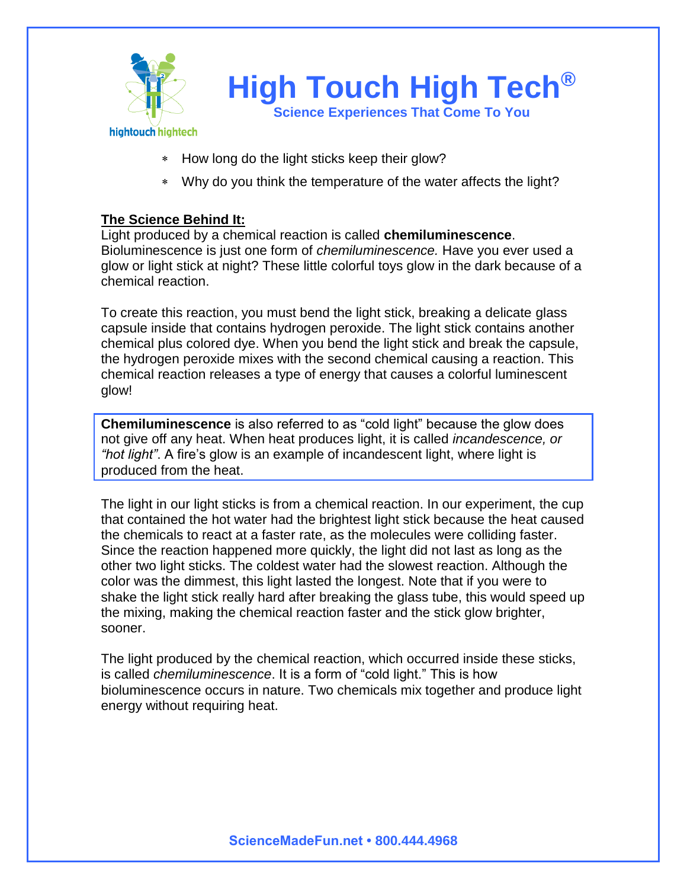* How long do the light sticks keep their glow?
* Why do you think the temperature of the water affects the light?

**The Science Behind It:**

Light produced by a chemical reaction is called **chemiluminescence**. Bioluminescence is just one form of *chemiluminescence.* Have you ever used a glow or light stick at night? These little colorful toys glow in the dark because of a chemical reaction.

To create this reaction, you must bend the light stick, breaking a delicate glass capsule inside that contains hydrogen peroxide. The light stick contains another chemical plus colored dye. When you bend the light stick and break the capsule, the hydrogen peroxide mixes with the second chemical causing a reaction. This chemical reaction releases a type of energy that causes a colorful luminescent glow!

**Chemiluminescence** is also referred to as "cold light" because the glow does not give off any heat. When heat produces light, it is called *incandescence, or "hot light"*. A fire's glow is an example of incandescent light, where light is produced from the heat.

The light in our light sticks is from a chemical reaction. In our experiment, the cup that contained the hot water had the brightest light stick because the heat caused the chemicals to react at a faster rate, as the molecules were colliding faster. Since the reaction happened more quickly, the light did not last as long as the other two light sticks. The coldest water had the slowest reaction. Although the color was the dimmest, this light lasted the longest. Note that if you were to shake the light stick really hard after breaking the glass tube, this would speed up the mixing, making the chemical reaction faster and the stick glow brighter, sooner.

The light produced by the chemical reaction, which occurred inside these sticks, is called *chemiluminescence*. It is a form of "cold light." This is how bioluminescence occurs in nature. Two chemicals mix together and produce light energy without requiring heat.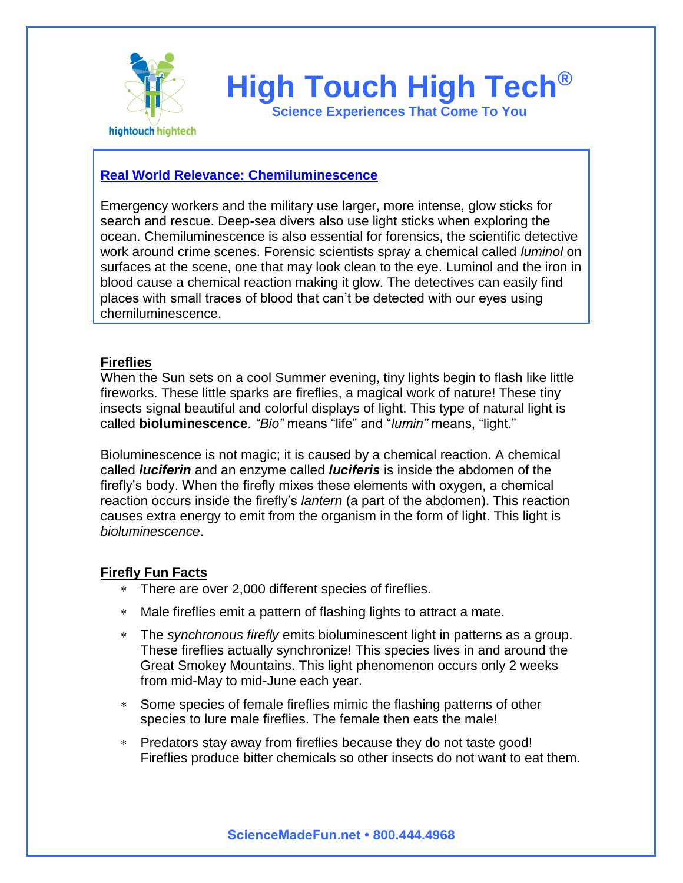# High Touch High Tech®

**Science Experiences That Come To You**

## Real World Relevance: Chemiluminescence

Emergency workers and the military use larger, more intense, glow sticks for search and rescue. Deep-sea divers also use light sticks when exploring the ocean. Chemiluminescence is also essential for forensics, the scientific detective work around crime scenes. Forensic scientists spray a chemical called *luminol* on surfaces at the scene, one that may look clean to the eye. Luminol and the iron in blood cause a chemical reaction making it glow. The detectives can easily find places with small traces of blood that can't be detected with our eyes using chemiluminescence.

## Fireflies

When the Sun sets on a cool Summer evening, tiny lights begin to flash like little fireworks. These little sparks are fireflies, a magical work of nature! These tiny insects signal beautiful and colorful displays of light. This type of natural light is called **bioluminescence**. *"Bio"* means "life" and "*lumin"* means, "light."

Bioluminescence is not magic; it is caused by a chemical reaction. A chemical called ***luciferin*** and an enzyme called ***luciferis*** is inside the abdomen of the firefly's body. When the firefly mixes these elements with oxygen, a chemical reaction occurs inside the firefly's *lantern* (a part of the abdomen). This reaction causes extra energy to emit from the organism in the form of light. This light is *bioluminescence*.

## Firefly Fun Facts

- There are over 2,000 different species of fireflies.
- Male fireflies emit a pattern of flashing lights to attract a mate.
- The *synchronous firefly* emits bioluminescent light in patterns as a group. These fireflies actually synchronize! This species lives in and around the Great Smokey Mountains. This light phenomenon occurs only 2 weeks from mid-May to mid-June each year.
- Some species of female fireflies mimic the flashing patterns of other species to lure male fireflies. The female then eats the male!
- Predators stay away from fireflies because they do not taste good! Fireflies produce bitter chemicals so other insects do not want to eat them.

ScienceMadeFun.net • 800.444.4968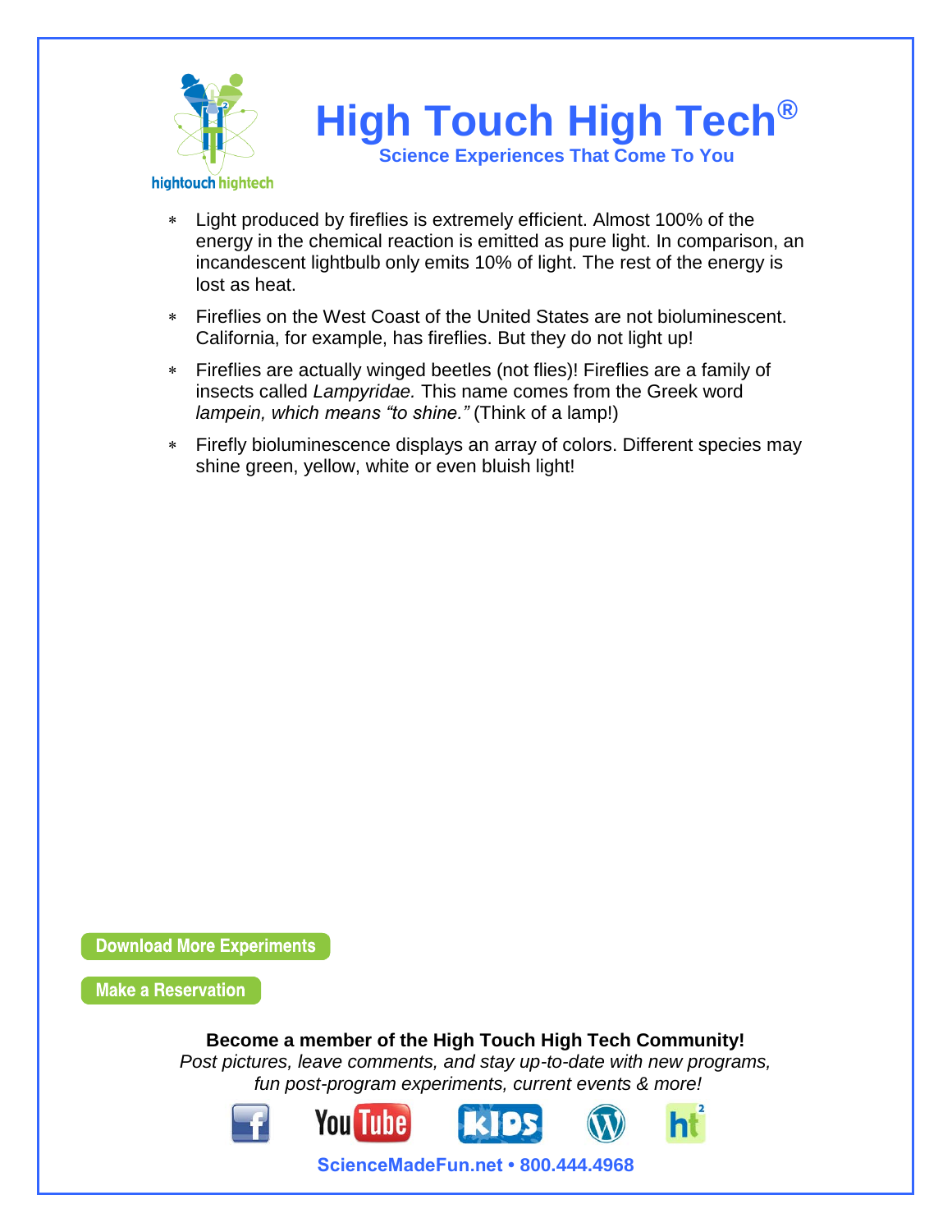# High Touch High Tech®

**Science Experiences That Come To You**

- Light produced by fireflies is extremely efficient. Almost 100% of the energy in the chemical reaction is emitted as pure light. In comparison, an incandescent lightbulb only emits 10% of light. The rest of the energy is lost as heat.
- Fireflies on the West Coast of the United States are not bioluminescent. California, for example, has fireflies. But they do not light up!
- Fireflies are actually winged beetles (not flies)! Fireflies are a family of insects called *Lampyridae.* This name comes from the Greek word *lampein, which means "to shine."* (Think of a lamp!)
- Firefly bioluminescence displays an array of colors. Different species may shine green, yellow, white or even bluish light!

Download More Experiments

Make a Reservation

**Become a member of the High Touch High Tech Community!**

*Post pictures, leave comments, and stay up-to-date with new programs, fun post-program experiments, current events & more!*

ScienceMadeFun.net • 800.444.4968